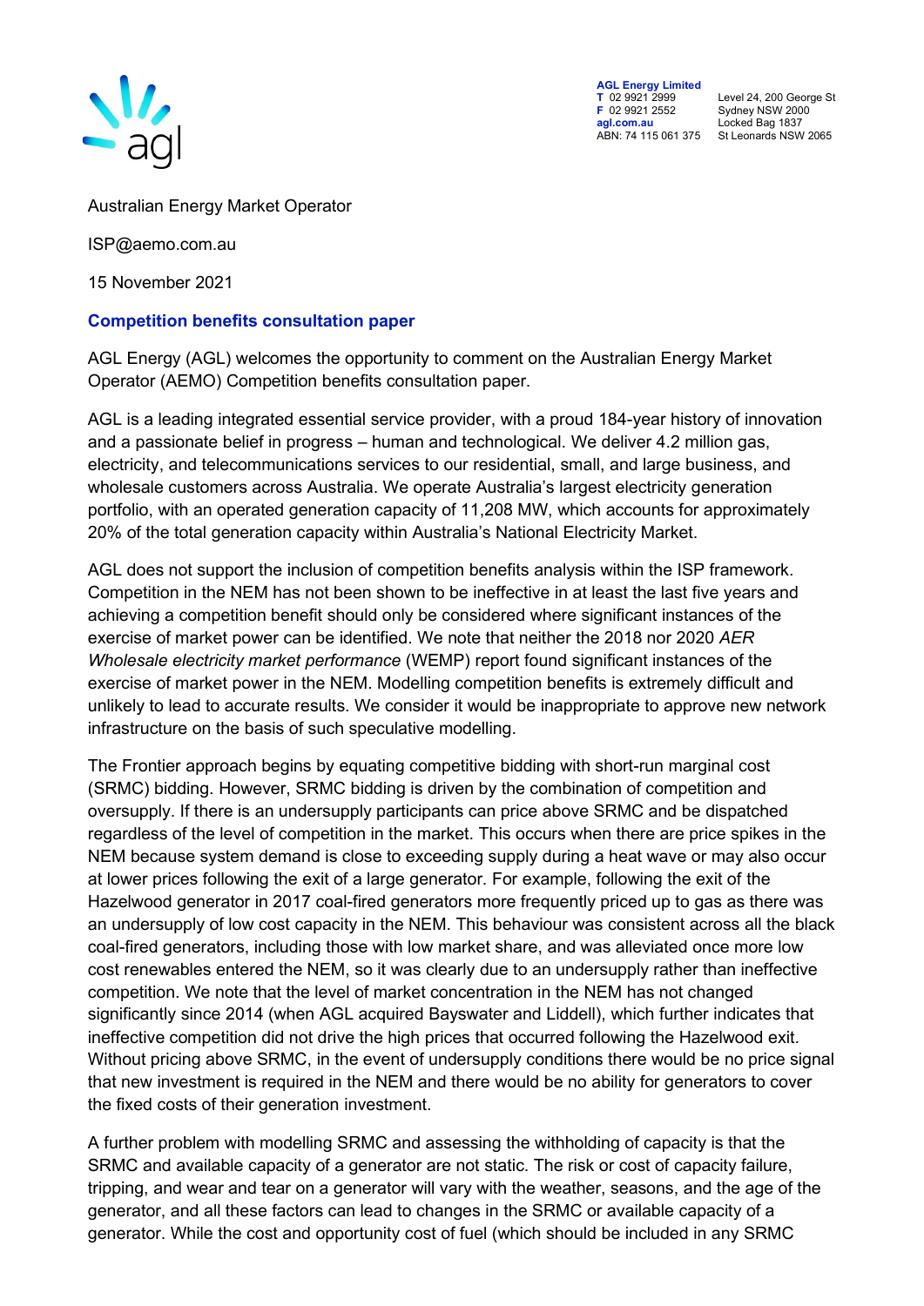**AGL Energy Limited**
T 02 9921 2999
F 02 9921 2552
agl.com.au
ABN: 74 115 061 375

Level 24, 200 George St
Sydney NSW 2000
Locked Bag 1837
St Leonards NSW 2065

Australian Energy Market Operator

ISP@aemo.com.au

15 November 2021

## Competition benefits consultation paper

AGL Energy (AGL) welcomes the opportunity to comment on the Australian Energy Market Operator (AEMO) Competition benefits consultation paper.

AGL is a leading integrated essential service provider, with a proud 184-year history of innovation and a passionate belief in progress – human and technological. We deliver 4.2 million gas, electricity, and telecommunications services to our residential, small, and large business, and wholesale customers across Australia. We operate Australia's largest electricity generation portfolio, with an operated generation capacity of 11,208 MW, which accounts for approximately 20% of the total generation capacity within Australia's National Electricity Market.

AGL does not support the inclusion of competition benefits analysis within the ISP framework. Competition in the NEM has not been shown to be ineffective in at least the last five years and achieving a competition benefit should only be considered where significant instances of the exercise of market power can be identified. We note that neither the 2018 nor 2020 *AER Wholesale electricity market performance* (WEMP) report found significant instances of the exercise of market power in the NEM. Modelling competition benefits is extremely difficult and unlikely to lead to accurate results. We consider it would be inappropriate to approve new network infrastructure on the basis of such speculative modelling.

The Frontier approach begins by equating competitive bidding with short-run marginal cost (SRMC) bidding. However, SRMC bidding is driven by the combination of competition and oversupply. If there is an undersupply participants can price above SRMC and be dispatched regardless of the level of competition in the market. This occurs when there are price spikes in the NEM because system demand is close to exceeding supply during a heat wave or may also occur at lower prices following the exit of a large generator. For example, following the exit of the Hazelwood generator in 2017 coal-fired generators more frequently priced up to gas as there was an undersupply of low cost capacity in the NEM. This behaviour was consistent across all the black coal-fired generators, including those with low market share, and was alleviated once more low cost renewables entered the NEM, so it was clearly due to an undersupply rather than ineffective competition. We note that the level of market concentration in the NEM has not changed significantly since 2014 (when AGL acquired Bayswater and Liddell), which further indicates that ineffective competition did not drive the high prices that occurred following the Hazelwood exit. Without pricing above SRMC, in the event of undersupply conditions there would be no price signal that new investment is required in the NEM and there would be no ability for generators to cover the fixed costs of their generation investment.

A further problem with modelling SRMC and assessing the withholding of capacity is that the SRMC and available capacity of a generator are not static. The risk or cost of capacity failure, tripping, and wear and tear on a generator will vary with the weather, seasons, and the age of the generator, and all these factors can lead to changes in the SRMC or available capacity of a generator. While the cost and opportunity cost of fuel (which should be included in any SRMC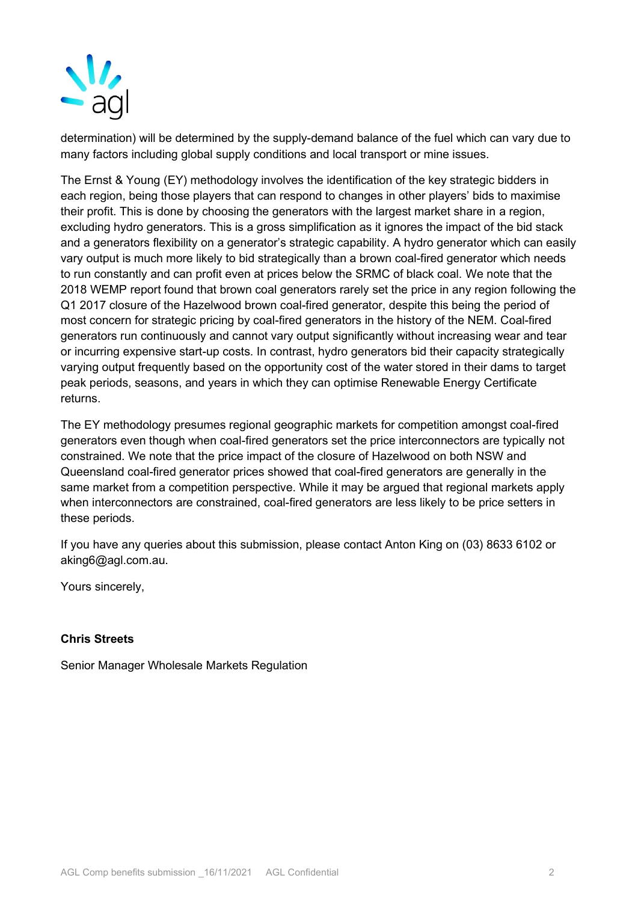determination) will be determined by the supply-demand balance of the fuel which can vary due to many factors including global supply conditions and local transport or mine issues.

The Ernst & Young (EY) methodology involves the identification of the key strategic bidders in each region, being those players that can respond to changes in other players' bids to maximise their profit. This is done by choosing the generators with the largest market share in a region, excluding hydro generators. This is a gross simplification as it ignores the impact of the bid stack and a generators flexibility on a generator's strategic capability. A hydro generator which can easily vary output is much more likely to bid strategically than a brown coal-fired generator which needs to run constantly and can profit even at prices below the SRMC of black coal. We note that the 2018 WEMP report found that brown coal generators rarely set the price in any region following the Q1 2017 closure of the Hazelwood brown coal-fired generator, despite this being the period of most concern for strategic pricing by coal-fired generators in the history of the NEM. Coal-fired generators run continuously and cannot vary output significantly without increasing wear and tear or incurring expensive start-up costs. In contrast, hydro generators bid their capacity strategically varying output frequently based on the opportunity cost of the water stored in their dams to target peak periods, seasons, and years in which they can optimise Renewable Energy Certificate returns.

The EY methodology presumes regional geographic markets for competition amongst coal-fired generators even though when coal-fired generators set the price interconnectors are typically not constrained. We note that the price impact of the closure of Hazelwood on both NSW and Queensland coal-fired generator prices showed that coal-fired generators are generally in the same market from a competition perspective. While it may be argued that regional markets apply when interconnectors are constrained, coal-fired generators are less likely to be price setters in these periods.

If you have any queries about this submission, please contact Anton King on (03) 8633 6102 or aking6@agl.com.au.

Yours sincerely,

**Chris Streets**

Senior Manager Wholesale Markets Regulation